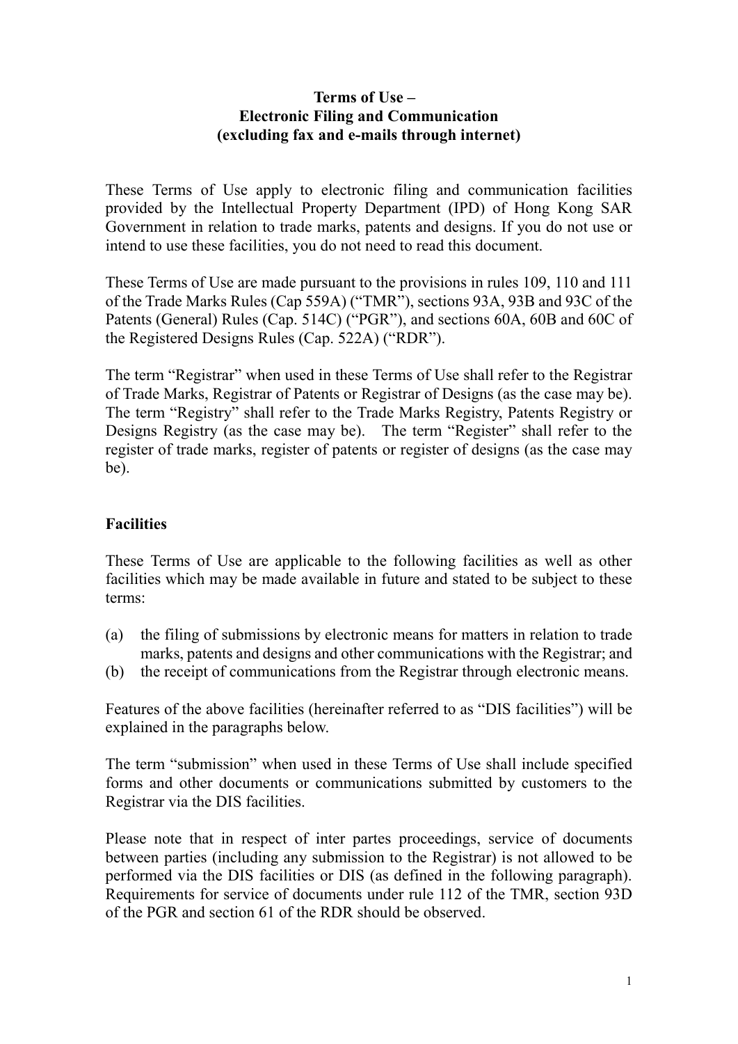**Terms of Use –**
**Electronic Filing and Communication**
**(excluding fax and e-mails through internet)**

These Terms of Use apply to electronic filing and communication facilities provided by the Intellectual Property Department (IPD) of Hong Kong SAR Government in relation to trade marks, patents and designs. If you do not use or intend to use these facilities, you do not need to read this document.

These Terms of Use are made pursuant to the provisions in rules 109, 110 and 111 of the Trade Marks Rules (Cap 559A) ("TMR"), sections 93A, 93B and 93C of the Patents (General) Rules (Cap. 514C) ("PGR"), and sections 60A, 60B and 60C of the Registered Designs Rules (Cap. 522A) ("RDR").

The term "Registrar" when used in these Terms of Use shall refer to the Registrar of Trade Marks, Registrar of Patents or Registrar of Designs (as the case may be). The term "Registry" shall refer to the Trade Marks Registry, Patents Registry or Designs Registry (as the case may be). The term "Register" shall refer to the register of trade marks, register of patents or register of designs (as the case may be).

## Facilities

These Terms of Use are applicable to the following facilities as well as other facilities which may be made available in future and stated to be subject to these terms:

(a) the filing of submissions by electronic means for matters in relation to trade marks, patents and designs and other communications with the Registrar; and

(b) the receipt of communications from the Registrar through electronic means.

Features of the above facilities (hereinafter referred to as "DIS facilities") will be explained in the paragraphs below.

The term "submission" when used in these Terms of Use shall include specified forms and other documents or communications submitted by customers to the Registrar via the DIS facilities.

Please note that in respect of inter partes proceedings, service of documents between parties (including any submission to the Registrar) is not allowed to be performed via the DIS facilities or DIS (as defined in the following paragraph). Requirements for service of documents under rule 112 of the TMR, section 93D of the PGR and section 61 of the RDR should be observed.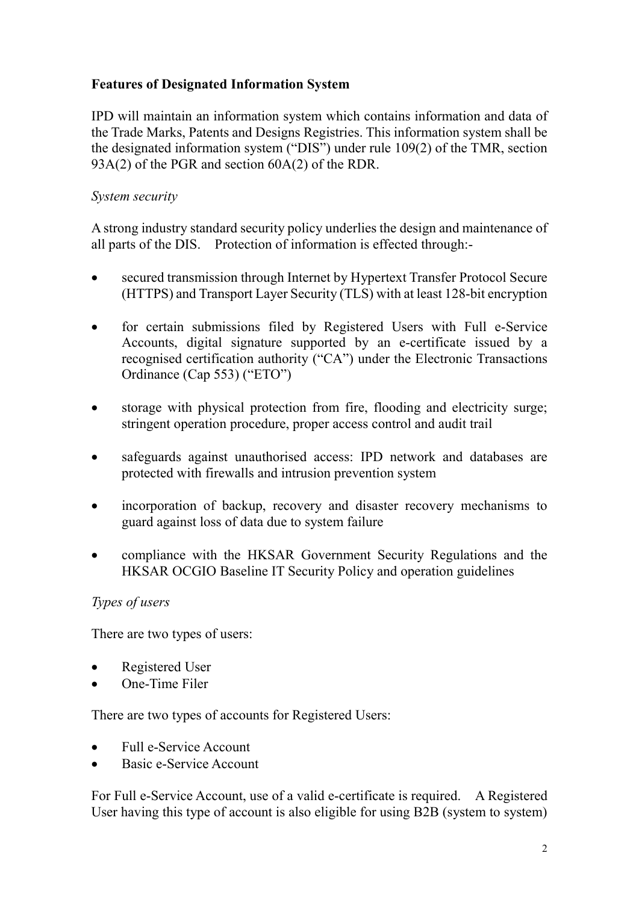**Features of Designated Information System**

IPD will maintain an information system which contains information and data of the Trade Marks, Patents and Designs Registries. This information system shall be the designated information system ("DIS") under rule 109(2) of the TMR, section 93A(2) of the PGR and section 60A(2) of the RDR.

*System security*

A strong industry standard security policy underlies the design and maintenance of all parts of the DIS. Protection of information is effected through:-

- secured transmission through Internet by Hypertext Transfer Protocol Secure (HTTPS) and Transport Layer Security (TLS) with at least 128-bit encryption
- for certain submissions filed by Registered Users with Full e-Service Accounts, digital signature supported by an e-certificate issued by a recognised certification authority ("CA") under the Electronic Transactions Ordinance (Cap 553) ("ETO")
- storage with physical protection from fire, flooding and electricity surge; stringent operation procedure, proper access control and audit trail
- safeguards against unauthorised access: IPD network and databases are protected with firewalls and intrusion prevention system
- incorporation of backup, recovery and disaster recovery mechanisms to guard against loss of data due to system failure
- compliance with the HKSAR Government Security Regulations and the HKSAR OCGIO Baseline IT Security Policy and operation guidelines

*Types of users*

There are two types of users:

- Registered User
- One-Time Filer

There are two types of accounts for Registered Users:

- Full e-Service Account
- Basic e-Service Account

For Full e-Service Account, use of a valid e-certificate is required. A Registered User having this type of account is also eligible for using B2B (system to system)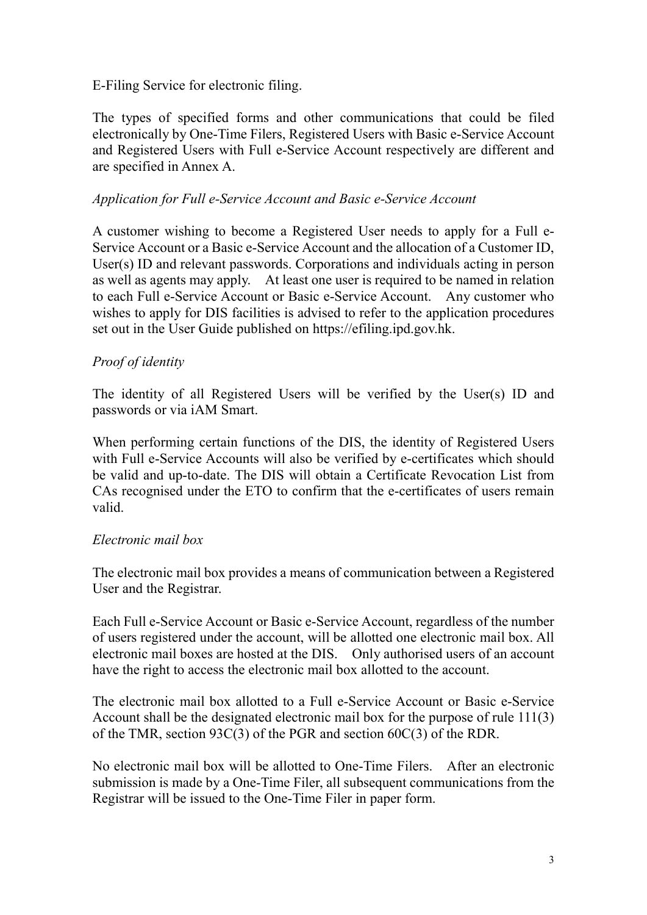E-Filing Service for electronic filing.

The types of specified forms and other communications that could be filed electronically by One-Time Filers, Registered Users with Basic e-Service Account and Registered Users with Full e-Service Account respectively are different and are specified in Annex A.

*Application for Full e-Service Account and Basic e-Service Account*

A customer wishing to become a Registered User needs to apply for a Full e-Service Account or a Basic e-Service Account and the allocation of a Customer ID, User(s) ID and relevant passwords. Corporations and individuals acting in person as well as agents may apply. At least one user is required to be named in relation to each Full e-Service Account or Basic e-Service Account. Any customer who wishes to apply for DIS facilities is advised to refer to the application procedures set out in the User Guide published on https://efiling.ipd.gov.hk.

*Proof of identity*

The identity of all Registered Users will be verified by the User(s) ID and passwords or via iAM Smart.

When performing certain functions of the DIS, the identity of Registered Users with Full e-Service Accounts will also be verified by e-certificates which should be valid and up-to-date. The DIS will obtain a Certificate Revocation List from CAs recognised under the ETO to confirm that the e-certificates of users remain valid.

*Electronic mail box*

The electronic mail box provides a means of communication between a Registered User and the Registrar.

Each Full e-Service Account or Basic e-Service Account, regardless of the number of users registered under the account, will be allotted one electronic mail box. All electronic mail boxes are hosted at the DIS. Only authorised users of an account have the right to access the electronic mail box allotted to the account.

The electronic mail box allotted to a Full e-Service Account or Basic e-Service Account shall be the designated electronic mail box for the purpose of rule 111(3) of the TMR, section 93C(3) of the PGR and section 60C(3) of the RDR.

No electronic mail box will be allotted to One-Time Filers. After an electronic submission is made by a One-Time Filer, all subsequent communications from the Registrar will be issued to the One-Time Filer in paper form.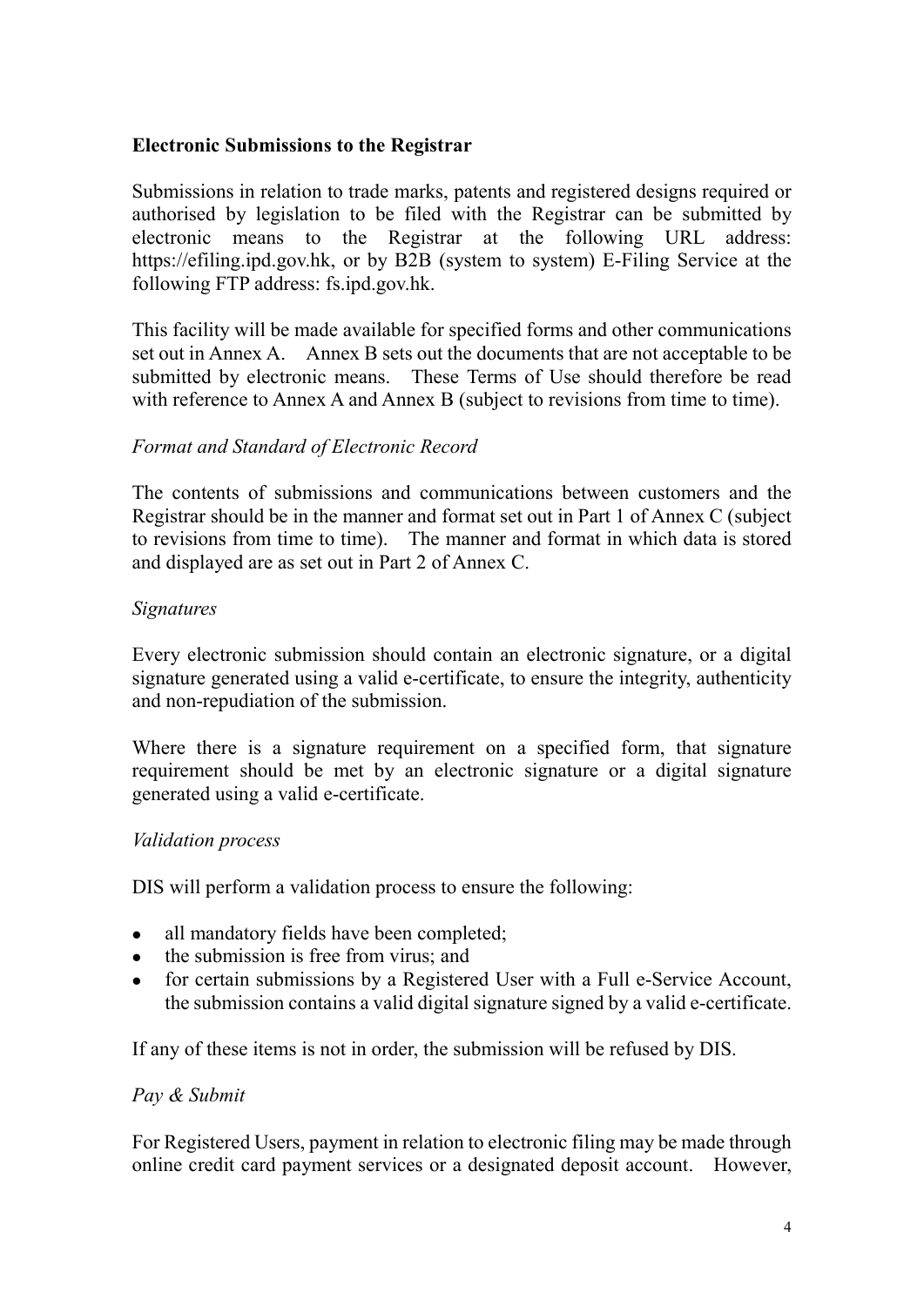**Electronic Submissions to the Registrar**

Submissions in relation to trade marks, patents and registered designs required or authorised by legislation to be filed with the Registrar can be submitted by electronic means to the Registrar at the following URL address: https://efiling.ipd.gov.hk, or by B2B (system to system) E-Filing Service at the following FTP address: fs.ipd.gov.hk.

This facility will be made available for specified forms and other communications set out in Annex A. Annex B sets out the documents that are not acceptable to be submitted by electronic means. These Terms of Use should therefore be read with reference to Annex A and Annex B (subject to revisions from time to time).

*Format and Standard of Electronic Record*

The contents of submissions and communications between customers and the Registrar should be in the manner and format set out in Part 1 of Annex C (subject to revisions from time to time). The manner and format in which data is stored and displayed are as set out in Part 2 of Annex C.

*Signatures*

Every electronic submission should contain an electronic signature, or a digital signature generated using a valid e-certificate, to ensure the integrity, authenticity and non-repudiation of the submission.

Where there is a signature requirement on a specified form, that signature requirement should be met by an electronic signature or a digital signature generated using a valid e-certificate.

*Validation process*

DIS will perform a validation process to ensure the following:

- all mandatory fields have been completed;
- the submission is free from virus; and
- for certain submissions by a Registered User with a Full e-Service Account, the submission contains a valid digital signature signed by a valid e-certificate.

If any of these items is not in order, the submission will be refused by DIS.

*Pay & Submit*

For Registered Users, payment in relation to electronic filing may be made through online credit card payment services or a designated deposit account. However,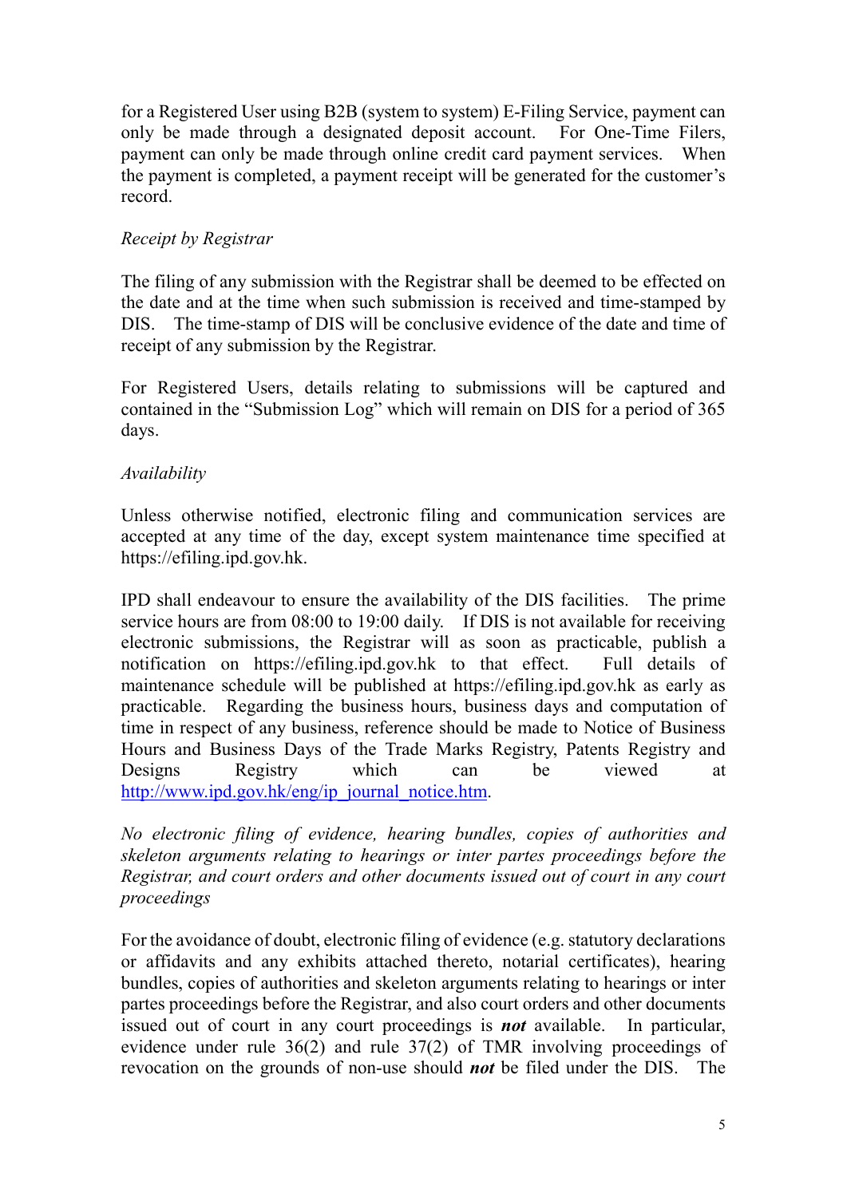for a Registered User using B2B (system to system) E-Filing Service, payment can only be made through a designated deposit account. For One-Time Filers, payment can only be made through online credit card payment services. When the payment is completed, a payment receipt will be generated for the customer's record.

*Receipt by Registrar*

The filing of any submission with the Registrar shall be deemed to be effected on the date and at the time when such submission is received and time-stamped by DIS. The time-stamp of DIS will be conclusive evidence of the date and time of receipt of any submission by the Registrar.

For Registered Users, details relating to submissions will be captured and contained in the "Submission Log" which will remain on DIS for a period of 365 days.

*Availability*

Unless otherwise notified, electronic filing and communication services are accepted at any time of the day, except system maintenance time specified at https://efiling.ipd.gov.hk.

IPD shall endeavour to ensure the availability of the DIS facilities. The prime service hours are from 08:00 to 19:00 daily. If DIS is not available for receiving electronic submissions, the Registrar will as soon as practicable, publish a notification on https://efiling.ipd.gov.hk to that effect. Full details of maintenance schedule will be published at https://efiling.ipd.gov.hk as early as practicable. Regarding the business hours, business days and computation of time in respect of any business, reference should be made to Notice of Business Hours and Business Days of the Trade Marks Registry, Patents Registry and Designs Registry which can be viewed at [http://www.ipd.gov.hk/eng/ip_journal_notice.htm](http://www.ipd.gov.hk/eng/ip_journal_notice.htm).

*No electronic filing of evidence, hearing bundles, copies of authorities and skeleton arguments relating to hearings or inter partes proceedings before the Registrar, and court orders and other documents issued out of court in any court proceedings*

For the avoidance of doubt, electronic filing of evidence (e.g. statutory declarations or affidavits and any exhibits attached thereto, notarial certificates), hearing bundles, copies of authorities and skeleton arguments relating to hearings or inter partes proceedings before the Registrar, and also court orders and other documents issued out of court in any court proceedings is ***not*** available. In particular, evidence under rule 36(2) and rule 37(2) of TMR involving proceedings of revocation on the grounds of non-use should ***not*** be filed under the DIS. The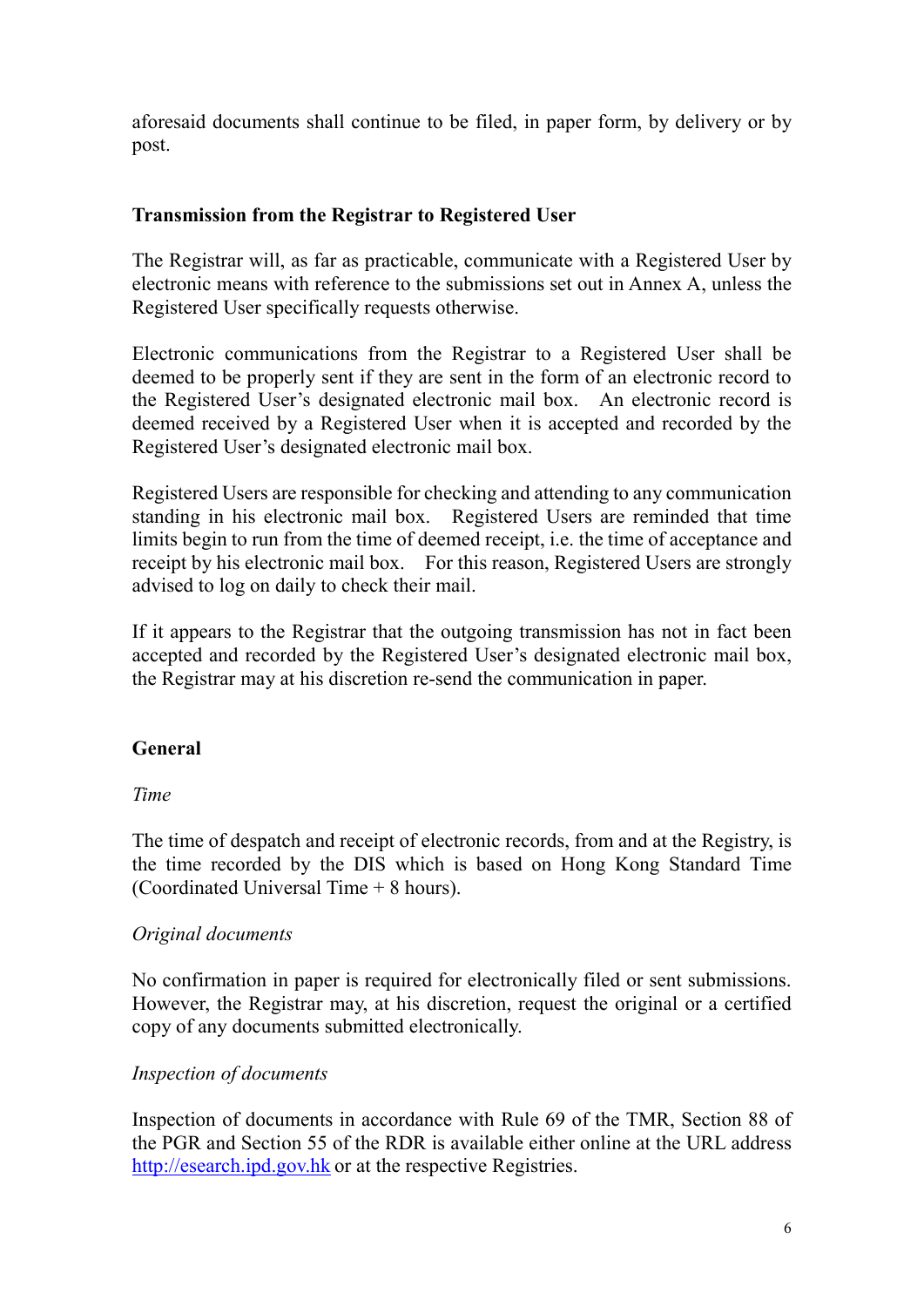aforesaid documents shall continue to be filed, in paper form, by delivery or by post.

**Transmission from the Registrar to Registered User**

The Registrar will, as far as practicable, communicate with a Registered User by electronic means with reference to the submissions set out in Annex A, unless the Registered User specifically requests otherwise.

Electronic communications from the Registrar to a Registered User shall be deemed to be properly sent if they are sent in the form of an electronic record to the Registered User's designated electronic mail box. An electronic record is deemed received by a Registered User when it is accepted and recorded by the Registered User's designated electronic mail box.

Registered Users are responsible for checking and attending to any communication standing in his electronic mail box. Registered Users are reminded that time limits begin to run from the time of deemed receipt, i.e. the time of acceptance and receipt by his electronic mail box. For this reason, Registered Users are strongly advised to log on daily to check their mail.

If it appears to the Registrar that the outgoing transmission has not in fact been accepted and recorded by the Registered User's designated electronic mail box, the Registrar may at his discretion re-send the communication in paper.

**General**

*Time*

The time of despatch and receipt of electronic records, from and at the Registry, is the time recorded by the DIS which is based on Hong Kong Standard Time (Coordinated Universal Time + 8 hours).

*Original documents*

No confirmation in paper is required for electronically filed or sent submissions. However, the Registrar may, at his discretion, request the original or a certified copy of any documents submitted electronically.

*Inspection of documents*

Inspection of documents in accordance with Rule 69 of the TMR, Section 88 of the PGR and Section 55 of the RDR is available either online at the URL address [http://esearch.ipd.gov.hk](http://esearch.ipd.gov.hk) or at the respective Registries.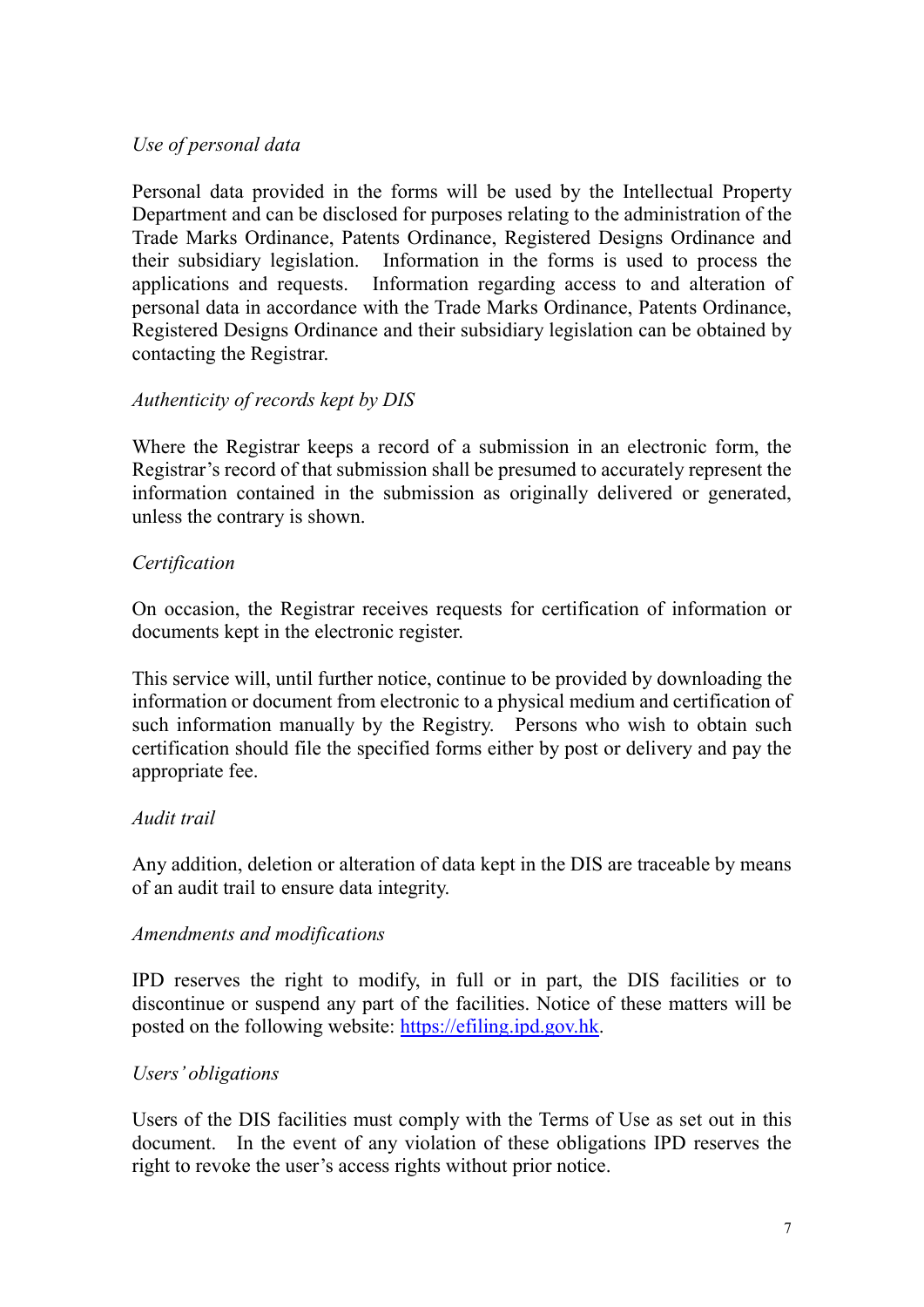*Use of personal data*

Personal data provided in the forms will be used by the Intellectual Property Department and can be disclosed for purposes relating to the administration of the Trade Marks Ordinance, Patents Ordinance, Registered Designs Ordinance and their subsidiary legislation. Information in the forms is used to process the applications and requests. Information regarding access to and alteration of personal data in accordance with the Trade Marks Ordinance, Patents Ordinance, Registered Designs Ordinance and their subsidiary legislation can be obtained by contacting the Registrar.

*Authenticity of records kept by DIS*

Where the Registrar keeps a record of a submission in an electronic form, the Registrar's record of that submission shall be presumed to accurately represent the information contained in the submission as originally delivered or generated, unless the contrary is shown.

*Certification*

On occasion, the Registrar receives requests for certification of information or documents kept in the electronic register.

This service will, until further notice, continue to be provided by downloading the information or document from electronic to a physical medium and certification of such information manually by the Registry. Persons who wish to obtain such certification should file the specified forms either by post or delivery and pay the appropriate fee.

*Audit trail*

Any addition, deletion or alteration of data kept in the DIS are traceable by means of an audit trail to ensure data integrity.

*Amendments and modifications*

IPD reserves the right to modify, in full or in part, the DIS facilities or to discontinue or suspend any part of the facilities. Notice of these matters will be posted on the following website: [https://efiling.ipd.gov.hk](https://efiling.ipd.gov.hk).

*Users' obligations*

Users of the DIS facilities must comply with the Terms of Use as set out in this document. In the event of any violation of these obligations IPD reserves the right to revoke the user's access rights without prior notice.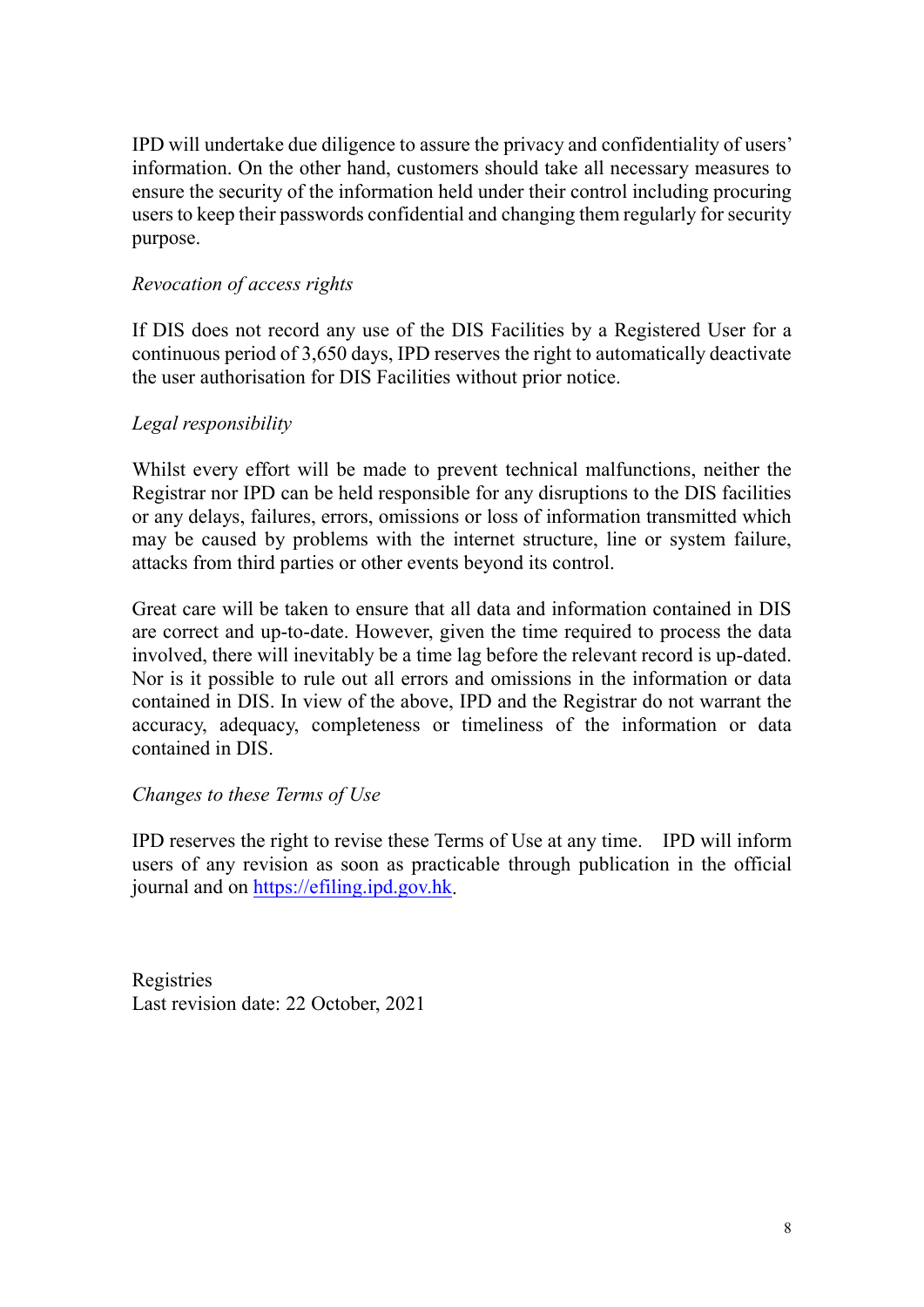IPD will undertake due diligence to assure the privacy and confidentiality of users' information. On the other hand, customers should take all necessary measures to ensure the security of the information held under their control including procuring users to keep their passwords confidential and changing them regularly for security purpose.

*Revocation of access rights*

If DIS does not record any use of the DIS Facilities by a Registered User for a continuous period of 3,650 days, IPD reserves the right to automatically deactivate the user authorisation for DIS Facilities without prior notice.

*Legal responsibility*

Whilst every effort will be made to prevent technical malfunctions, neither the Registrar nor IPD can be held responsible for any disruptions to the DIS facilities or any delays, failures, errors, omissions or loss of information transmitted which may be caused by problems with the internet structure, line or system failure, attacks from third parties or other events beyond its control.

Great care will be taken to ensure that all data and information contained in DIS are correct and up-to-date. However, given the time required to process the data involved, there will inevitably be a time lag before the relevant record is up-dated. Nor is it possible to rule out all errors and omissions in the information or data contained in DIS. In view of the above, IPD and the Registrar do not warrant the accuracy, adequacy, completeness or timeliness of the information or data contained in DIS.

*Changes to these Terms of Use*

IPD reserves the right to revise these Terms of Use at any time. IPD will inform users of any revision as soon as practicable through publication in the official journal and on [https://efiling.ipd.gov.hk](https://efiling.ipd.gov.hk).

Registries
Last revision date: 22 October, 2021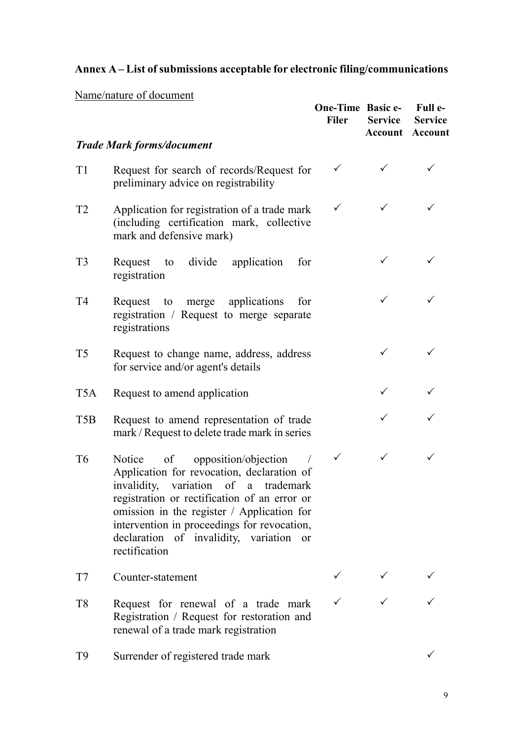## Annex A – List of submissions acceptable for electronic filing/communications

| Name/nature of document | | One-Time Filer | Basic e-Service Account | Full e-Service Account |
|---|---|---|---|---|
| ***Trade Mark forms/document*** | | | | |
| T1 | Request for search of records/Request for preliminary advice on registrability | ✓ | ✓ | ✓ |
| T2 | Application for registration of a trade mark (including certification mark, collective mark and defensive mark) | ✓ | ✓ | ✓ |
| T3 | Request to divide application for registration | | ✓ | ✓ |
| T4 | Request to merge applications for registration / Request to merge separate registrations | | ✓ | ✓ |
| T5 | Request to change name, address, address for service and/or agent's details | | ✓ | ✓ |
| T5A | Request to amend application | | ✓ | ✓ |
| T5B | Request to amend representation of trade mark / Request to delete trade mark in series | | ✓ | ✓ |
| T6 | Notice of opposition/objection / Application for revocation, declaration of invalidity, variation of a trademark registration or rectification of an error or omission in the register / Application for intervention in proceedings for revocation, declaration of invalidity, variation or rectification | ✓ | ✓ | ✓ |
| T7 | Counter-statement | ✓ | ✓ | ✓ |
| T8 | Request for renewal of a trade mark Registration / Request for restoration and renewal of a trade mark registration | ✓ | ✓ | ✓ |
| T9 | Surrender of registered trade mark | | | ✓ |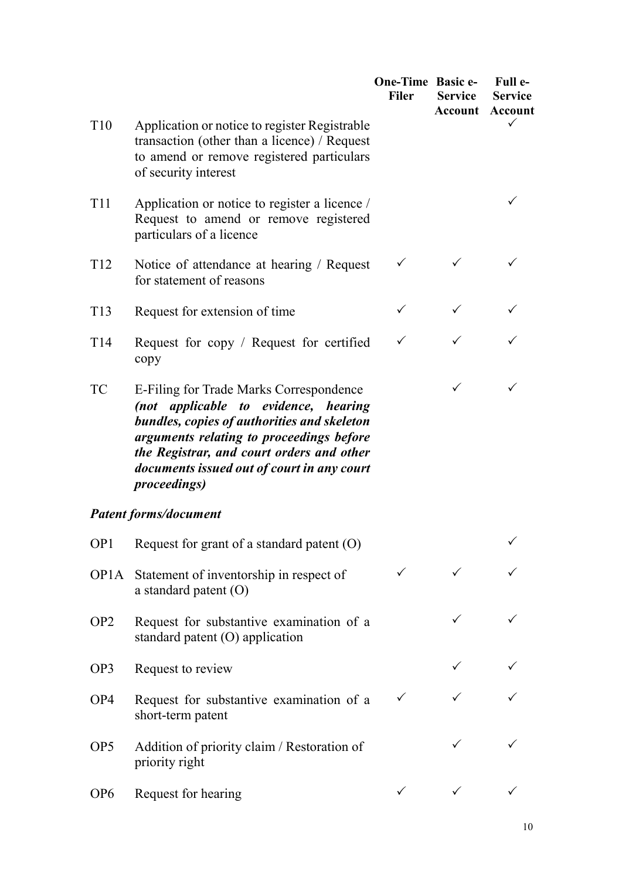| | | One-Time Filer | Basic e-Service Account | Full e-Service Account |
|---|---|---|---|---|
| T10 | Application or notice to register Registrable transaction (other than a licence) / Request to amend or remove registered particulars of security interest | | | ✓ |
| T11 | Application or notice to register a licence / Request to amend or remove registered particulars of a licence | | | ✓ |
| T12 | Notice of attendance at hearing / Request for statement of reasons | ✓ | ✓ | ✓ |
| T13 | Request for extension of time | ✓ | ✓ | ✓ |
| T14 | Request for copy / Request for certified copy | ✓ | ✓ | ✓ |
| TC | E-Filing for Trade Marks Correspondence ***(not applicable to evidence, hearing bundles, copies of authorities and skeleton arguments relating to proceedings before the Registrar, and court orders and other documents issued out of court in any court proceedings)*** | | ✓ | ✓ |
| ***Patent forms/document*** | | | | |
| OP1 | Request for grant of a standard patent (O) | | | ✓ |
| OP1A | Statement of inventorship in respect of a standard patent (O) | ✓ | ✓ | ✓ |
| OP2 | Request for substantive examination of a standard patent (O) application | | ✓ | ✓ |
| OP3 | Request to review | | ✓ | ✓ |
| OP4 | Request for substantive examination of a short-term patent | ✓ | ✓ | ✓ |
| OP5 | Addition of priority claim / Restoration of priority right | | ✓ | ✓ |
| OP6 | Request for hearing | ✓ | ✓ | ✓ |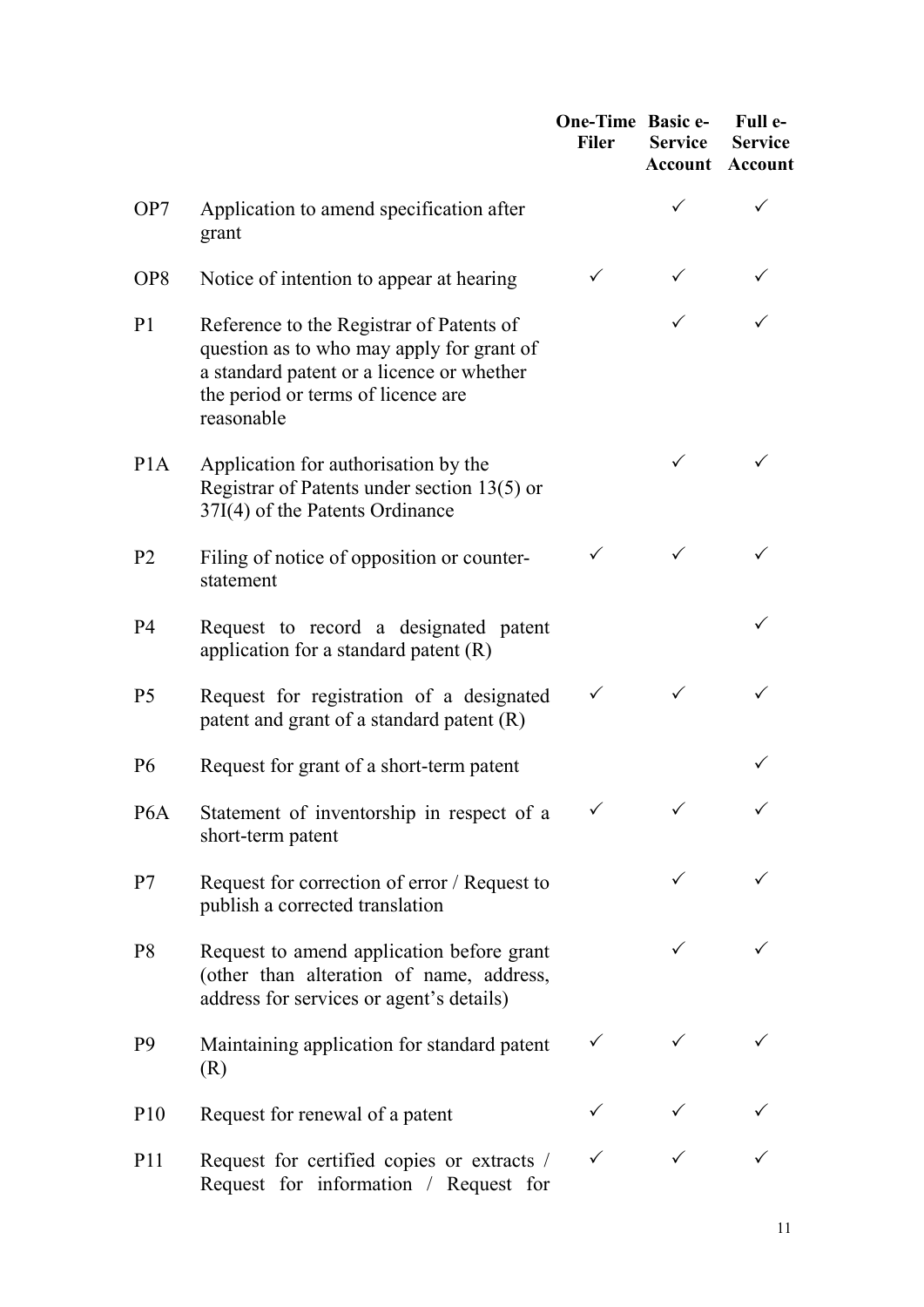| | | One-Time Filer | Basic e-Service Account | Full e-Service Account |
|---|---|---|---|---|
| OP7 | Application to amend specification after grant | | ✓ | ✓ |
| OP8 | Notice of intention to appear at hearing | ✓ | ✓ | ✓ |
| P1 | Reference to the Registrar of Patents of question as to who may apply for grant of a standard patent or a licence or whether the period or terms of licence are reasonable | | ✓ | ✓ |
| P1A | Application for authorisation by the Registrar of Patents under section 13(5) or 37I(4) of the Patents Ordinance | | ✓ | ✓ |
| P2 | Filing of notice of opposition or counter-statement | ✓ | ✓ | ✓ |
| P4 | Request to record a designated patent application for a standard patent (R) | | | ✓ |
| P5 | Request for registration of a designated patent and grant of a standard patent (R) | ✓ | ✓ | ✓ |
| P6 | Request for grant of a short-term patent | | | ✓ |
| P6A | Statement of inventorship in respect of a short-term patent | ✓ | ✓ | ✓ |
| P7 | Request for correction of error / Request to publish a corrected translation | | ✓ | ✓ |
| P8 | Request to amend application before grant (other than alteration of name, address, address for services or agent's details) | | ✓ | ✓ |
| P9 | Maintaining application for standard patent (R) | ✓ | ✓ | ✓ |
| P10 | Request for renewal of a patent | ✓ | ✓ | ✓ |
| P11 | Request for certified copies or extracts / Request for information / Request for | ✓ | ✓ | ✓ |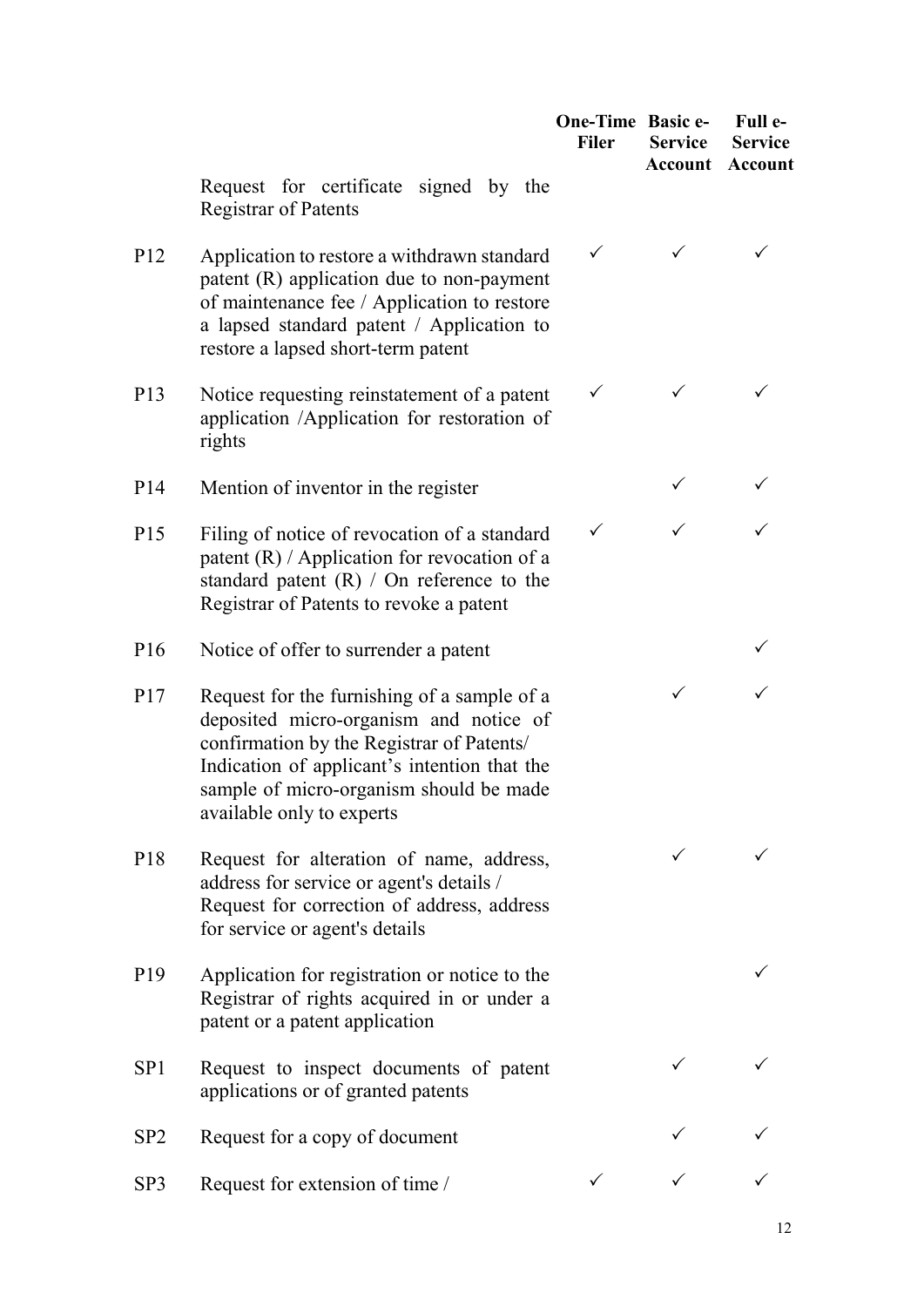| | | One-Time Filer | Basic e-Service Account | Full e-Service Account |
|---|---|---|---|---|
| | Request for certificate signed by the Registrar of Patents | | | |
| P12 | Application to restore a withdrawn standard patent (R) application due to non-payment of maintenance fee / Application to restore a lapsed standard patent / Application to restore a lapsed short-term patent | ✓ | ✓ | ✓ |
| P13 | Notice requesting reinstatement of a patent application /Application for restoration of rights | ✓ | ✓ | ✓ |
| P14 | Mention of inventor in the register | | ✓ | ✓ |
| P15 | Filing of notice of revocation of a standard patent (R) / Application for revocation of a standard patent (R) / On reference to the Registrar of Patents to revoke a patent | ✓ | ✓ | ✓ |
| P16 | Notice of offer to surrender a patent | | | ✓ |
| P17 | Request for the furnishing of a sample of a deposited micro-organism and notice of confirmation by the Registrar of Patents/ Indication of applicant's intention that the sample of micro-organism should be made available only to experts | | ✓ | ✓ |
| P18 | Request for alteration of name, address, address for service or agent's details / Request for correction of address, address for service or agent's details | | ✓ | ✓ |
| P19 | Application for registration or notice to the Registrar of rights acquired in or under a patent or a patent application | | | ✓ |
| SP1 | Request to inspect documents of patent applications or of granted patents | | ✓ | ✓ |
| SP2 | Request for a copy of document | | ✓ | ✓ |
| SP3 | Request for extension of time / | ✓ | ✓ | ✓ |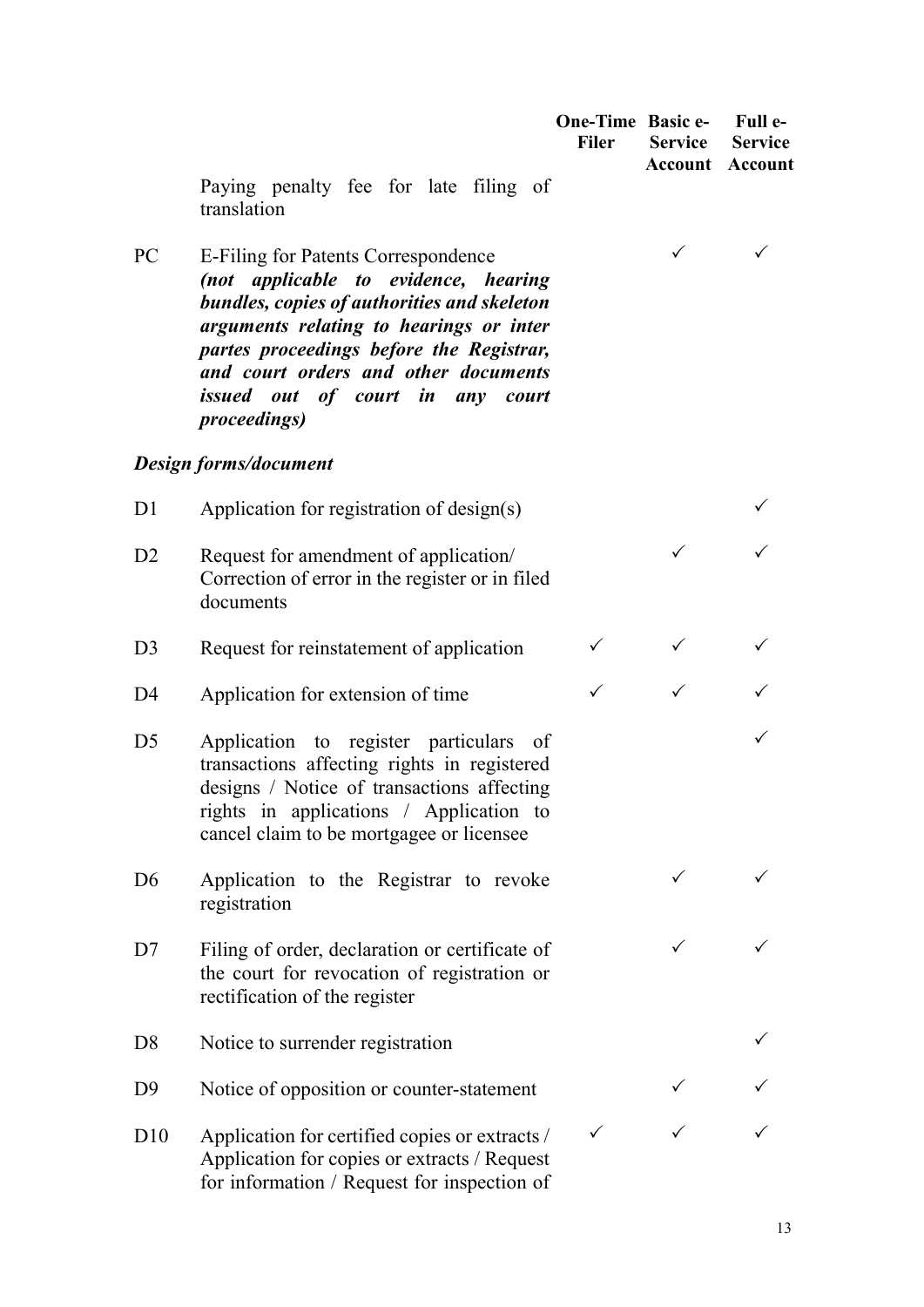| | | One-Time Filer | Basic e-Service Account | Full e-Service Account |
|---|---|---|---|---|
| | Paying penalty fee for late filing of translation | | | |
| PC | E-Filing for Patents Correspondence ***(not applicable to evidence, hearing bundles, copies of authorities and skeleton arguments relating to hearings or inter partes proceedings before the Registrar, and court orders and other documents issued out of court in any court proceedings)*** | | ✓ | ✓ |
| | ***Design forms/document*** | | | |
| D1 | Application for registration of design(s) | | | ✓ |
| D2 | Request for amendment of application/ Correction of error in the register or in filed documents | | ✓ | ✓ |
| D3 | Request for reinstatement of application | ✓ | ✓ | ✓ |
| D4 | Application for extension of time | ✓ | ✓ | ✓ |
| D5 | Application to register particulars of transactions affecting rights in registered designs / Notice of transactions affecting rights in applications / Application to cancel claim to be mortgagee or licensee | | | ✓ |
| D6 | Application to the Registrar to revoke registration | | ✓ | ✓ |
| D7 | Filing of order, declaration or certificate of the court for revocation of registration or rectification of the register | | ✓ | ✓ |
| D8 | Notice to surrender registration | | | ✓ |
| D9 | Notice of opposition or counter-statement | | ✓ | ✓ |
| D10 | Application for certified copies or extracts / Application for copies or extracts / Request for information / Request for inspection of | ✓ | ✓ | ✓ |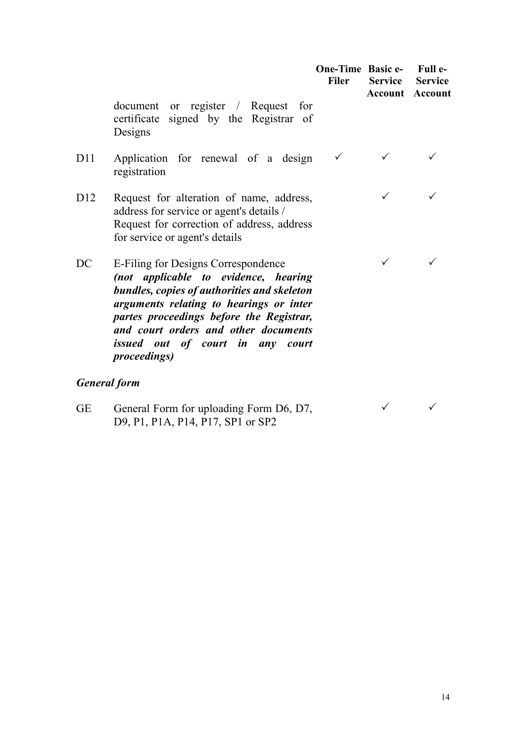| | | One-Time Filer | Basic e-Service Account | Full e-Service Account |
|---|---|---|---|---|
| | document or register / Request for certificate signed by the Registrar of Designs | | | |
| D11 | Application for renewal of a design registration | ✓ | ✓ | ✓ |
| D12 | Request for alteration of name, address, address for service or agent's details / Request for correction of address, address for service or agent's details | | ✓ | ✓ |
| DC | E-Filing for Designs Correspondence ***(not applicable to evidence, hearing bundles, copies of authorities and skeleton arguments relating to hearings or inter partes proceedings before the Registrar, and court orders and other documents issued out of court in any court proceedings)*** | | ✓ | ✓ |
| ***General form*** | | | | |
| GE | General Form for uploading Form D6, D7, D9, P1, P1A, P14, P17, SP1 or SP2 | | ✓ | ✓ |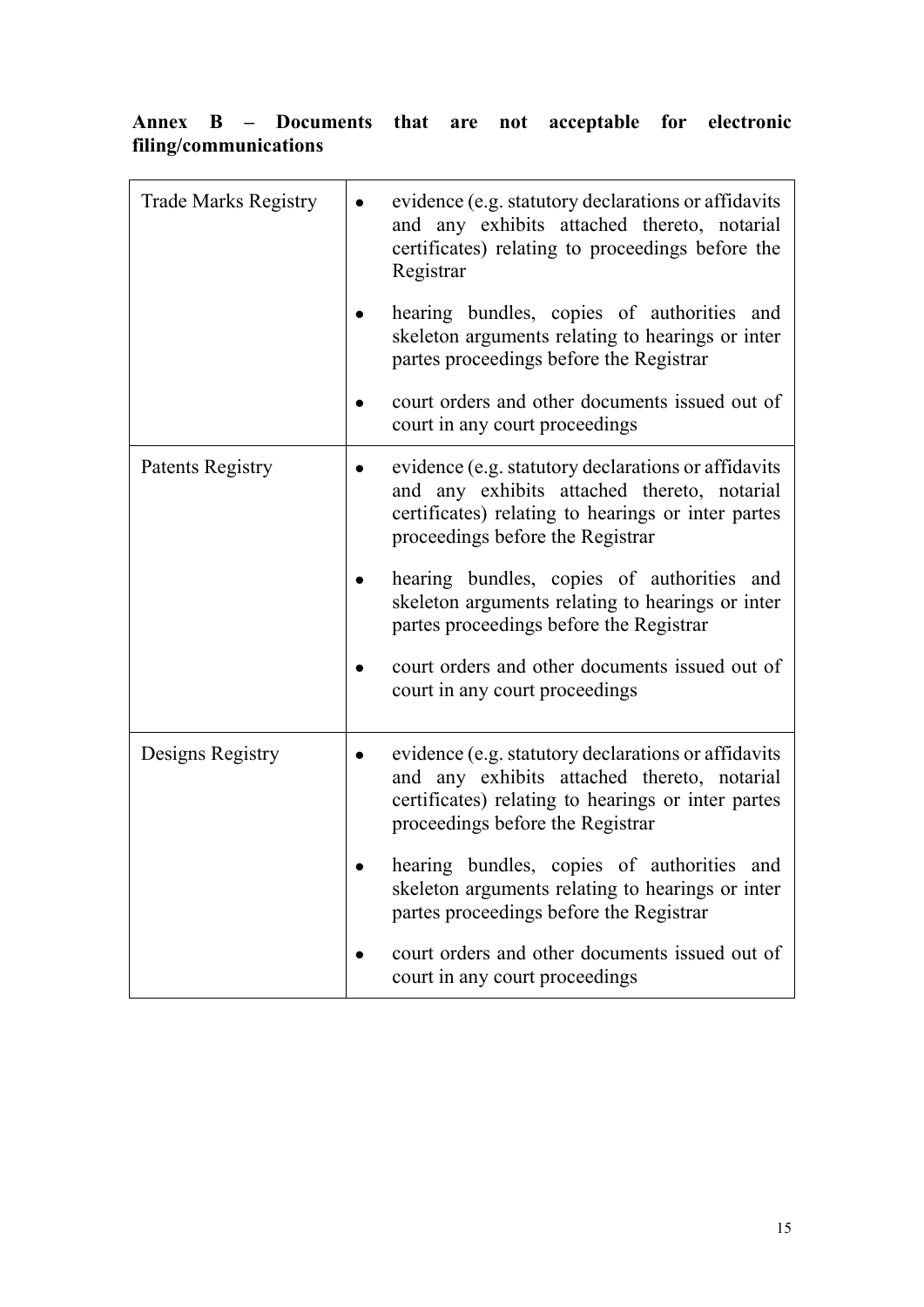**Annex B – Documents that are not acceptable for electronic filing/communications**

| | |
|---|---|
| Trade Marks Registry | • evidence (e.g. statutory declarations or affidavits and any exhibits attached thereto, notarial certificates) relating to proceedings before the Registrar<br><br>• hearing bundles, copies of authorities and skeleton arguments relating to hearings or inter partes proceedings before the Registrar<br><br>• court orders and other documents issued out of court in any court proceedings |
| Patents Registry | • evidence (e.g. statutory declarations or affidavits and any exhibits attached thereto, notarial certificates) relating to hearings or inter partes proceedings before the Registrar<br><br>• hearing bundles, copies of authorities and skeleton arguments relating to hearings or inter partes proceedings before the Registrar<br><br>• court orders and other documents issued out of court in any court proceedings |
| Designs Registry | • evidence (e.g. statutory declarations or affidavits and any exhibits attached thereto, notarial certificates) relating to hearings or inter partes proceedings before the Registrar<br><br>• hearing bundles, copies of authorities and skeleton arguments relating to hearings or inter partes proceedings before the Registrar<br><br>• court orders and other documents issued out of court in any court proceedings |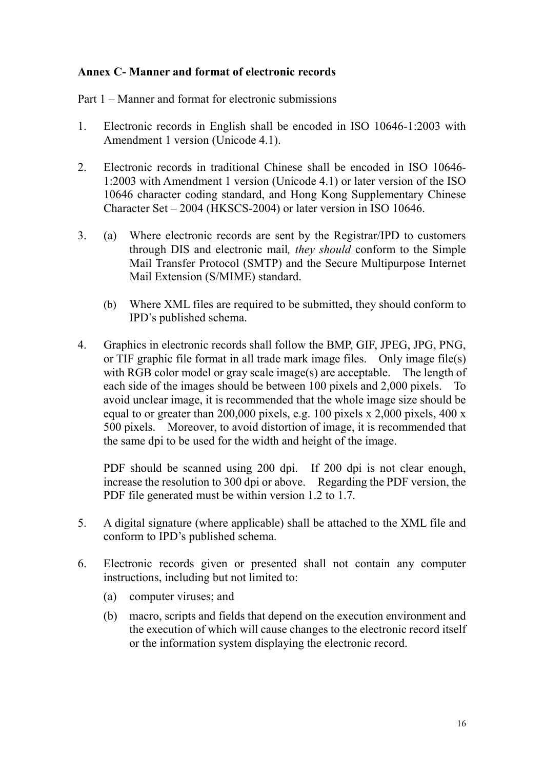**Annex C- Manner and format of electronic records**

Part 1 – Manner and format for electronic submissions

1. Electronic records in English shall be encoded in ISO 10646-1:2003 with Amendment 1 version (Unicode 4.1).

2. Electronic records in traditional Chinese shall be encoded in ISO 10646-1:2003 with Amendment 1 version (Unicode 4.1) or later version of the ISO 10646 character coding standard, and Hong Kong Supplementary Chinese Character Set – 2004 (HKSCS-2004) or later version in ISO 10646.

3. (a) Where electronic records are sent by the Registrar/IPD to customers through DIS and electronic mail*, they should* conform to the Simple Mail Transfer Protocol (SMTP) and the Secure Multipurpose Internet Mail Extension (S/MIME) standard.

   (b) Where XML files are required to be submitted, they should conform to IPD's published schema.

4. Graphics in electronic records shall follow the BMP, GIF, JPEG, JPG, PNG, or TIF graphic file format in all trade mark image files. Only image file(s) with RGB color model or gray scale image(s) are acceptable. The length of each side of the images should be between 100 pixels and 2,000 pixels. To avoid unclear image, it is recommended that the whole image size should be equal to or greater than 200,000 pixels, e.g. 100 pixels x 2,000 pixels, 400 x 500 pixels. Moreover, to avoid distortion of image, it is recommended that the same dpi to be used for the width and height of the image.

   PDF should be scanned using 200 dpi. If 200 dpi is not clear enough, increase the resolution to 300 dpi or above. Regarding the PDF version, the PDF file generated must be within version 1.2 to 1.7.

5. A digital signature (where applicable) shall be attached to the XML file and conform to IPD's published schema.

6. Electronic records given or presented shall not contain any computer instructions, including but not limited to:

   (a) computer viruses; and

   (b) macro, scripts and fields that depend on the execution environment and the execution of which will cause changes to the electronic record itself or the information system displaying the electronic record.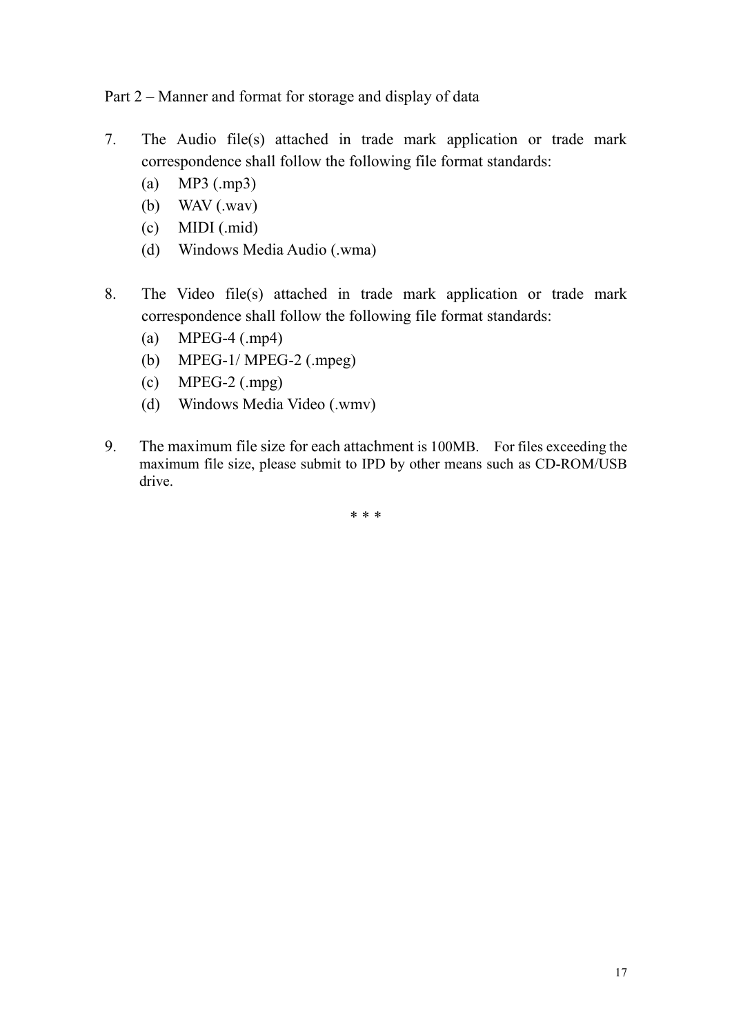Part 2 – Manner and format for storage and display of data

7. The Audio file(s) attached in trade mark application or trade mark correspondence shall follow the following file format standards:
   (a) MP3 (.mp3)
   (b) WAV (.wav)
   (c) MIDI (.mid)
   (d) Windows Media Audio (.wma)

8. The Video file(s) attached in trade mark application or trade mark correspondence shall follow the following file format standards:
   (a) MPEG-4 (.mp4)
   (b) MPEG-1/ MPEG-2 (.mpeg)
   (c) MPEG-2 (.mpg)
   (d) Windows Media Video (.wmv)

9. The maximum file size for each attachment is 100MB. For files exceeding the maximum file size, please submit to IPD by other means such as CD-ROM/USB drive.

\* \* \*